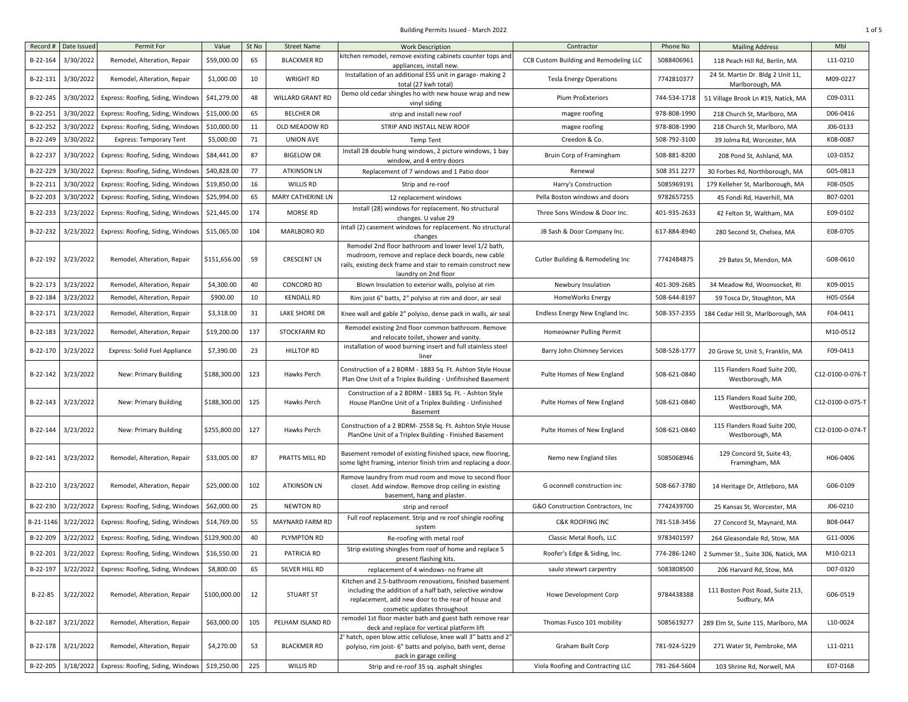# Building Permits Issued - March 2022

| Record # | Date Issued | Permit For | Value | St No | Street Name | Work Description | Contractor | Phone No | Mailing Address | Mbl |
|---|---|---|---|---|---|---|---|---|---|---|
| B-22-164 | 3/30/2022 | Remodel, Alteration, Repair | $59,000.00 | 65 | BLACKMER RD | kitchen remodel, remove existing cabinets counter tops and appliances, install new. | CCB Custom Building and Remodeling LLC | 5088406961 | 118 Peach Hill Rd, Berlin, MA | L11-0210 |
| B-22-131 | 3/30/2022 | Remodel, Alteration, Repair | $1,000.00 | 10 | WRIGHT RD | Installation of an additional ESS unit in garage- making 2 total (27 kwh total) | Tesla Energy Operations | 7742810377 | 24 St. Martin Dr. Bldg 2 Unit 11, Marlborough, MA | M09-0227 |
| B-22-245 | 3/30/2022 | Express: Roofing, Siding, Windows | $41,279.00 | 48 | WILLARD GRANT RD | Demo old cedar shingles ho with new house wrap and new vinyl siding | Plum ProExteriors | 744-534-1718 | 51 Village Brook Ln #19, Natick, MA | C09-0311 |
| B-22-251 | 3/30/2022 | Express: Roofing, Siding, Windows | $15,000.00 | 65 | BELCHER DR | strip and install new roof | magee roofing | 978-808-1990 | 218 Church St, Marlboro, MA | D06-0416 |
| B-22-252 | 3/30/2022 | Express: Roofing, Siding, Windows | $10,000.00 | 11 | OLD MEADOW RD | STRIP AND INSTALL NEW ROOF | magee roofing | 978-808-1990 | 218 Church St, Marlboro, MA | J06-0133 |
| B-22-249 | 3/30/2022 | Express: Temporary Tent | $5,000.00 | 71 | UNION AVE | Temp Tent | Creedon & Co. | 508-792-3100 | 39 Jolma Rd, Worcester, MA | K08-0087 |
| B-22-237 | 3/30/2022 | Express: Roofing, Siding, Windows | $84,441.00 | 87 | BIGELOW DR | Install 28 double hung windows, 2 picture windows, 1 bay window, and 4 entry doors | Bruin Corp of Framingham | 508-881-8200 | 208 Pond St, Ashland, MA | L03-0352 |
| B-22-229 | 3/30/2022 | Express: Roofing, Siding, Windows | $40,828.00 | 77 | ATKINSON LN | Replacement of 7 windows and 1 Patio door | Renewal | 508 351 2277 | 30 Forbes Rd, Northborough, MA | G05-0813 |
| B-22-211 | 3/30/2022 | Express: Roofing, Siding, Windows | $19,850.00 | 16 | WILLIS RD | Strip and re-roof | Harry's Construction | 5085969191 | 179 Kelleher St, Marlborough, MA | F08-0505 |
| B-22-203 | 3/30/2022 | Express: Roofing, Siding, Windows | $25,994.00 | 65 | MARY CATHERINE LN | 12 replacement windows | Pella Boston windows and doors | 9782657255 | 45 Fondi Rd, Haverhill, MA | B07-0201 |
| B-22-233 | 3/23/2022 | Express: Roofing, Siding, Windows | $21,445.00 | 174 | MORSE RD | Install (28) windows for replacement. No structural changes. U value 29 | Three Sons Window & Door Inc. | 401-935-2633 | 42 Felton St, Waltham, MA | E09-0102 |
| B-22-232 | 3/23/2022 | Express: Roofing, Siding, Windows | $15,065.00 | 104 | MARLBORO RD | Intall (2) casement windows for replacement. No structural changes | JB Sash & Door Company Inc. | 617-884-8940 | 280 Second St, Chelsea, MA | E08-0705 |
| B-22-192 | 3/23/2022 | Remodel, Alteration, Repair | $151,656.00 | 59 | CRESCENT LN | Remodel 2nd floor bathroom and lower level 1/2 bath, mudroom, remove and replace deck boards, new cable rails, existing deck frame and stair to remain construct new laundry on 2nd floor | Cutler Building & Remodeling Inc | 7742484875 | 29 Bates St, Mendon, MA | G08-0610 |
| B-22-173 | 3/23/2022 | Remodel, Alteration, Repair | $4,300.00 | 40 | CONCORD RD | Blown Insulation to exterior walls, polyiso at rim | Newbury Insulation | 401-309-2685 | 34 Meadow Rd, Woonsocket, RI | K09-0015 |
| B-22-184 | 3/23/2022 | Remodel, Alteration, Repair | $900.00 | 10 | KENDALL RD | Rim joist 6" batts, 2" polyiso at rim and door, air seal | HomeWorks Energy | 508-644-8197 | 59 Tosca Dr, Stoughton, MA | H05-0564 |
| B-22-171 | 3/23/2022 | Remodel, Alteration, Repair | $3,318.00 | 31 | LAKE SHORE DR | Knee wall and gable 2" polyiso, dense pack in walls, air seal | Endless Energy New England Inc. | 508-357-2355 | 184 Cedar Hill St, Marlborough, MA | F04-0411 |
| B-22-183 | 3/23/2022 | Remodel, Alteration, Repair | $19,200.00 | 137 | STOCKFARM RD | Remodel existing 2nd floor common bathroom. Remove and relocate toilet, shower and vanity. | Homeowner Pulling Permit | | | M10-0512 |
| B-22-170 | 3/23/2022 | Express: Solid Fuel Appliance | $7,390.00 | 23 | HILLTOP RD | installation of wood burning insert and full stainless steel liner | Barry John Chimney Services | 508-528-1777 | 20 Grove St, Unit 5, Franklin, MA | F09-0413 |
| B-22-142 | 3/23/2022 | New: Primary Building | $188,300.00 | 123 | Hawks Perch | Construction of a 2 BDRM - 1883 Sq. Ft. Ashton Style House Plan One Unit of a Triplex Building - Unfifnished Basement | Pulte Homes of New England | 508-621-0840 | 115 Flanders Road Suite 200, Westborough, MA | C12-0100-0-076-T |
| B-22-143 | 3/23/2022 | New: Primary Building | $188,300.00 | 125 | Hawks Perch | Construction of a 2 BDRM - 1883 Sq. Ft. - Ashton Style House PlanOne Unit of a Triplex Building - Unfinished Basement | Pulte Homes of New England | 508-621-0840 | 115 Flanders Road Suite 200, Westborough, MA | C12-0100-0-075-T |
| B-22-144 | 3/23/2022 | New: Primary Building | $255,800.00 | 127 | Hawks Perch | Construction of a 2 BDRM- 2558 Sq. Ft. Ashton Style House PlanOne Unit of a Triplex Building - Finished Basement | Pulte Homes of New England | 508-621-0840 | 115 Flanders Road Suite 200, Westborough, MA | C12-0100-0-074-T |
| B-22-141 | 3/23/2022 | Remodel, Alteration, Repair | $33,005.00 | 87 | PRATTS MILL RD | Basement remodel of existing finished space, new flooring, some light framing, interior finish trim and replacing a door. | Nemo new England tiles | 5085068946 | 129 Concord St, Suite 43, Framingham, MA | H06-0406 |
| B-22-210 | 3/23/2022 | Remodel, Alteration, Repair | $25,000.00 | 102 | ATKINSON LN | Remove laundry from mud room and move to second floor closet. Add window. Remove drop ceiling in existing basement, hang and plaster. | G oconnell construction inc | 508-667-3780 | 14 Heritage Dr, Attleboro, MA | G06-0109 |
| B-22-230 | 3/22/2022 | Express: Roofing, Siding, Windows | $62,000.00 | 25 | NEWTON RD | strip and reroof | G&O Construction Contractors, Inc | 7742439700 | 25 Kansas St, Worcester, MA | J06-0210 |
| B-21-1146 | 3/22/2022 | Express: Roofing, Siding, Windows | $14,769.00 | 55 | MAYNARD FARM RD | Full roof replacement. Strip and re roof shingle roofing system | C&K ROOFING INC | 781-518-3456 | 27 Concord St, Maynard, MA | B08-0447 |
| B-22-209 | 3/22/2022 | Express: Roofing, Siding, Windows | $129,900.00 | 40 | PLYMPTON RD | Re-roofing with metal roof | Classic Metal Roofs, LLC | 9783401597 | 264 Gleasondale Rd, Stow, MA | G11-0006 |
| B-22-201 | 3/22/2022 | Express: Roofing, Siding, Windows | $16,550.00 | 21 | PATRICIA RD | Strip existing shingles from roof of home and replace 5 present flashing kits. | Roofer's Edge & Siding, Inc. | 774-286-1240 | 2 Summer St., Suite 306, Natick, MA | M10-0213 |
| B-22-197 | 3/22/2022 | Express: Roofing, Siding, Windows | $8,800.00 | 65 | SILVER HILL RD | replacement of 4 windows- no frame alt | saulo stewart carpentry | 5083808500 | 206 Harvard Rd, Stow, MA | D07-0320 |
| B-22-85 | 3/22/2022 | Remodel, Alteration, Repair | $100,000.00 | 12 | STUART ST | Kitchen and 2.5-bathroom renovations, finished basement including the addition of a half bath, selective window replacement, add new door to the rear of house and cosmetic updates throughout | Howe Development Corp | 9784438388 | 111 Boston Post Road, Suite 213, Sudbury, MA | G06-0519 |
| B-22-187 | 3/21/2022 | Remodel, Alteration, Repair | $63,000.00 | 105 | PELHAM ISLAND RD | remodel 1st floor master bath and guest bath remove rear deck and replace for vertical platform lift | Thomas Fusco 101 mobility | 5085619277 | 289 Elm St, Suite 115, Marlboro, MA | L10-0024 |
| B-22-178 | 3/21/2022 | Remodel, Alteration, Repair | $4,270.00 | 53 | BLACKMER RD | 2' hatch, open blow attic cellulose, knee wall 3" batts and 2" polyiso, rim joist- 6" batts and polyiso, bath vent, dense pack in garage ceiling | Graham Built Corp | 781-924-5229 | 271 Water St, Pembroke, MA | L11-0211 |
| B-22-205 | 3/18/2022 | Express: Roofing, Siding, Windows | $19,250.00 | 225 | WILLIS RD | Strip and re-roof 35 sq. asphalt shingles | Viola Roofing and Contracting LLC | 781-264-5604 | 103 Shrine Rd, Norwell, MA | E07-0168 |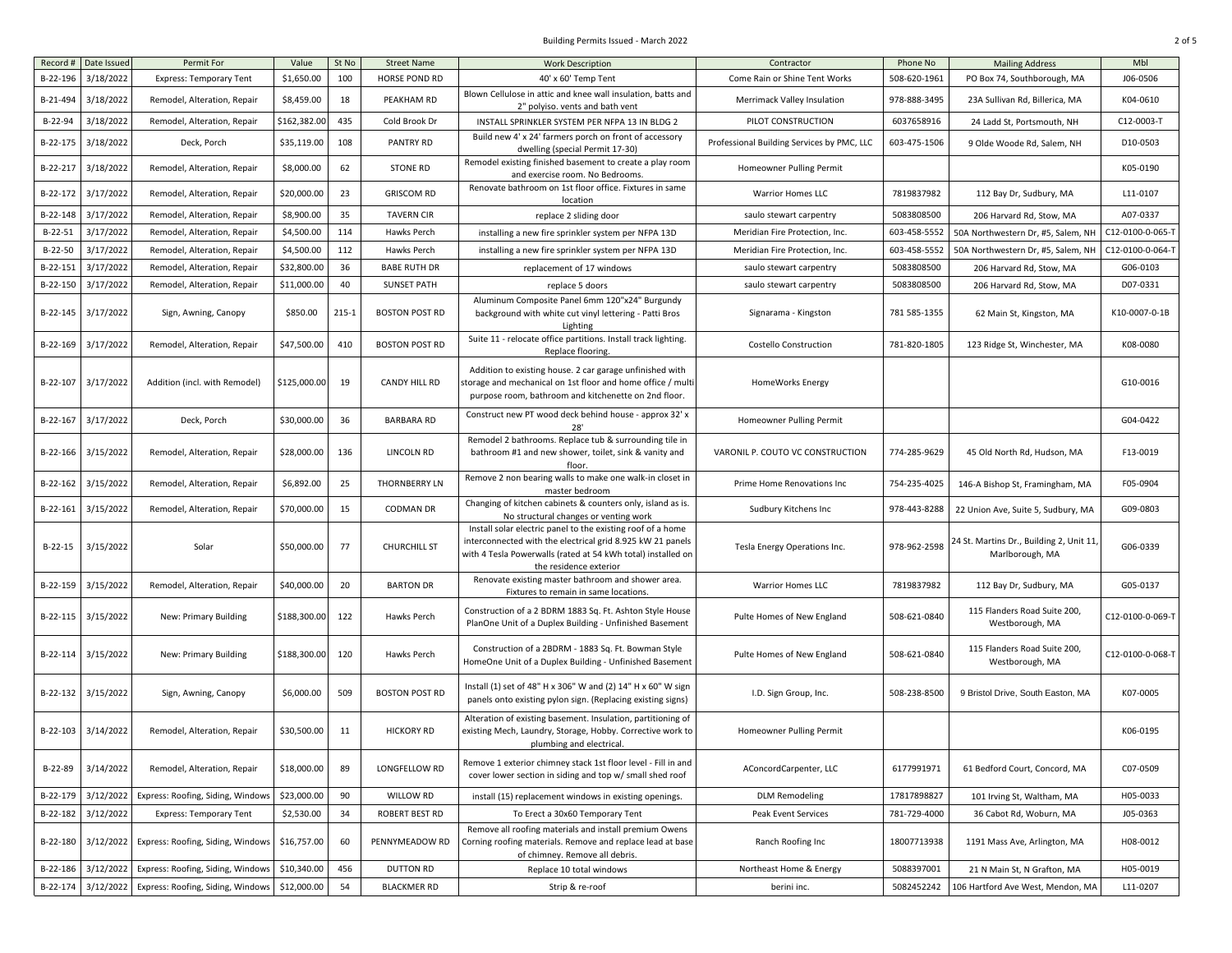| Record # | Date Issued | Permit For | Value | St No | Street Name | Work Description | Contractor | Phone No | Mailing Address | Mbl |
|---|---|---|---|---|---|---|---|---|---|---|
| B-22-196 | 3/18/2022 | Express: Temporary Tent | $1,650.00 | 100 | HORSE POND RD | 40' x 60' Temp Tent | Come Rain or Shine Tent Works | 508-620-1961 | PO Box 74, Southborough, MA | J06-0506 |
| B-21-494 | 3/18/2022 | Remodel, Alteration, Repair | $8,459.00 | 18 | PEAKHAM RD | Blown Cellulose in attic and knee wall insulation, batts and 2" polyiso. vents and bath vent | Merrimack Valley Insulation | 978-888-3495 | 23A Sullivan Rd, Billerica, MA | K04-0610 |
| B-22-94 | 3/18/2022 | Remodel, Alteration, Repair | $162,382.00 | 435 | Cold Brook Dr | INSTALL SPRINKLER SYSTEM PER NFPA 13 IN BLDG 2 | PILOT CONSTRUCTION | 6037658916 | 24 Ladd St, Portsmouth, NH | C12-0003-T |
| B-22-175 | 3/18/2022 | Deck, Porch | $35,119.00 | 108 | PANTRY RD | Build new 4' x 24' farmers porch on front of accessory dwelling (special Permit 17-30) | Professional Building Services by PMC, LLC | 603-475-1506 | 9 Olde Woode Rd, Salem, NH | D10-0503 |
| B-22-217 | 3/18/2022 | Remodel, Alteration, Repair | $8,000.00 | 62 | STONE RD | Remodel existing finished basement to create a play room and exercise room. No Bedrooms. | Homeowner Pulling Permit | | | K05-0190 |
| B-22-172 | 3/17/2022 | Remodel, Alteration, Repair | $20,000.00 | 23 | GRISCOM RD | Renovate bathroom on 1st floor office. Fixtures in same location | Warrior Homes LLC | 7819837982 | 112 Bay Dr, Sudbury, MA | L11-0107 |
| B-22-148 | 3/17/2022 | Remodel, Alteration, Repair | $8,900.00 | 35 | TAVERN CIR | replace 2 sliding door | saulo stewart carpentry | 5083808500 | 206 Harvard Rd, Stow, MA | A07-0337 |
| B-22-51 | 3/17/2022 | Remodel, Alteration, Repair | $4,500.00 | 114 | Hawks Perch | installing a new fire sprinkler system per NFPA 13D | Meridian Fire Protection, Inc. | 603-458-5552 | 50A Northwestern Dr, #5, Salem, NH | C12-0100-0-065-T |
| B-22-50 | 3/17/2022 | Remodel, Alteration, Repair | $4,500.00 | 112 | Hawks Perch | installing a new fire sprinkler system per NFPA 13D | Meridian Fire Protection, Inc. | 603-458-5552 | 50A Northwestern Dr, #5, Salem, NH | C12-0100-0-064-T |
| B-22-151 | 3/17/2022 | Remodel, Alteration, Repair | $32,800.00 | 36 | BABE RUTH DR | replacement of 17 windows | saulo stewart carpentry | 5083808500 | 206 Harvard Rd, Stow, MA | G06-0103 |
| B-22-150 | 3/17/2022 | Remodel, Alteration, Repair | $11,000.00 | 40 | SUNSET PATH | replace 5 doors | saulo stewart carpentry | 5083808500 | 206 Harvard Rd, Stow, MA | D07-0331 |
| B-22-145 | 3/17/2022 | Sign, Awning, Canopy | $850.00 | 215-1 | BOSTON POST RD | Aluminum Composite Panel 6mm 120"x24" Burgundy background with white cut vinyl lettering - Patti Bros Lighting | Signarama - Kingston | 781 585-1355 | 62 Main St, Kingston, MA | K10-0007-0-1B |
| B-22-169 | 3/17/2022 | Remodel, Alteration, Repair | $47,500.00 | 410 | BOSTON POST RD | Suite 11 - relocate office partitions. Install track lighting. Replace flooring. | Costello Construction | 781-820-1805 | 123 Ridge St, Winchester, MA | K08-0080 |
| B-22-107 | 3/17/2022 | Addition (incl. with Remodel) | $125,000.00 | 19 | CANDY HILL RD | Addition to existing house. 2 car garage unfinished with storage and mechanical on 1st floor and home office / multi purpose room, bathroom and kitchenette on 2nd floor. | HomeWorks Energy | | | G10-0016 |
| B-22-167 | 3/17/2022 | Deck, Porch | $30,000.00 | 36 | BARBARA RD | Construct new PT wood deck behind house - approx 32' x 28' | Homeowner Pulling Permit | | | G04-0422 |
| B-22-166 | 3/15/2022 | Remodel, Alteration, Repair | $28,000.00 | 136 | LINCOLN RD | Remodel 2 bathrooms. Replace tub & surrounding tile in bathroom #1 and new shower, toilet, sink & vanity and floor. | VARONIL P. COUTO VC CONSTRUCTION | 774-285-9629 | 45 Old North Rd, Hudson, MA | F13-0019 |
| B-22-162 | 3/15/2022 | Remodel, Alteration, Repair | $6,892.00 | 25 | THORNBERRY LN | Remove 2 non bearing walls to make one walk-in closet in master bedroom | Prime Home Renovations Inc | 754-235-4025 | 146-A Bishop St, Framingham, MA | F05-0904 |
| B-22-161 | 3/15/2022 | Remodel, Alteration, Repair | $70,000.00 | 15 | CODMAN DR | Changing of kitchen cabinets & counters only, island as is. No structural changes or venting work | Sudbury Kitchens Inc | 978-443-8288 | 22 Union Ave, Suite 5, Sudbury, MA | G09-0803 |
| B-22-15 | 3/15/2022 | Solar | $50,000.00 | 77 | CHURCHILL ST | Install solar electric panel to the existing roof of a home interconnected with the electrical grid 8.925 kW 21 panels with 4 Tesla Powerwalls (rated at 54 kWh total) installed on the residence exterior | Tesla Energy Operations Inc. | 978-962-2598 | 24 St. Martins Dr., Building 2, Unit 11, Marlborough, MA | G06-0339 |
| B-22-159 | 3/15/2022 | Remodel, Alteration, Repair | $40,000.00 | 20 | BARTON DR | Renovate existing master bathroom and shower area. Fixtures to remain in same locations. | Warrior Homes LLC | 7819837982 | 112 Bay Dr, Sudbury, MA | G05-0137 |
| B-22-115 | 3/15/2022 | New: Primary Building | $188,300.00 | 122 | Hawks Perch | Construction of a 2 BDRM 1883 Sq. Ft. Ashton Style House PlanOne Unit of a Duplex Building - Unfinished Basement | Pulte Homes of New England | 508-621-0840 | 115 Flanders Road Suite 200, Westborough, MA | C12-0100-0-069-T |
| B-22-114 | 3/15/2022 | New: Primary Building | $188,300.00 | 120 | Hawks Perch | Construction of a 2BDRM - 1883 Sq. Ft. Bowman Style HomeOne Unit of a Duplex Building - Unfinished Basement | Pulte Homes of New England | 508-621-0840 | 115 Flanders Road Suite 200, Westborough, MA | C12-0100-0-068-T |
| B-22-132 | 3/15/2022 | Sign, Awning, Canopy | $6,000.00 | 509 | BOSTON POST RD | Install (1) set of 48" H x 306" W and (2) 14" H x 60" W sign panels onto existing pylon sign. (Replacing existing signs) | I.D. Sign Group, Inc. | 508-238-8500 | 9 Bristol Drive, South Easton, MA | K07-0005 |
| B-22-103 | 3/14/2022 | Remodel, Alteration, Repair | $30,500.00 | 11 | HICKORY RD | Alteration of existing basement. Insulation, partitioning of existing Mech, Laundry, Storage, Hobby. Corrective work to plumbing and electrical. | Homeowner Pulling Permit | | | K06-0195 |
| B-22-89 | 3/14/2022 | Remodel, Alteration, Repair | $18,000.00 | 89 | LONGFELLOW RD | Remove 1 exterior chimney stack 1st floor level - Fill in and cover lower section in siding and top w/ small shed roof | AConcordCarpenter, LLC | 6177991971 | 61 Bedford Court, Concord, MA | C07-0509 |
| B-22-179 | 3/12/2022 | Express: Roofing, Siding, Windows | $23,000.00 | 90 | WILLOW RD | install (15) replacement windows in existing openings. | DLM Remodeling | 17817898827 | 101 Irving St, Waltham, MA | H05-0033 |
| B-22-182 | 3/12/2022 | Express: Temporary Tent | $2,530.00 | 34 | ROBERT BEST RD | To Erect a 30x60 Temporary Tent | Peak Event Services | 781-729-4000 | 36 Cabot Rd, Woburn, MA | J05-0363 |
| B-22-180 | 3/12/2022 | Express: Roofing, Siding, Windows | $16,757.00 | 60 | PENNYMEADOW RD | Remove all roofing materials and install premium Owens Corning roofing materials. Remove and replace lead at base of chimney. Remove all debris. | Ranch Roofing Inc | 18007713938 | 1191 Mass Ave, Arlington, MA | H08-0012 |
| B-22-186 | 3/12/2022 | Express: Roofing, Siding, Windows | $10,340.00 | 456 | DUTTON RD | Replace 10 total windows | Northeast Home & Energy | 5088397001 | 21 N Main St, N Grafton, MA | H05-0019 |
| B-22-174 | 3/12/2022 | Express: Roofing, Siding, Windows | $12,000.00 | 54 | BLACKMER RD | Strip & re-roof | berini inc. | 5082452242 | 106 Hartford Ave West, Mendon, MA | L11-0207 |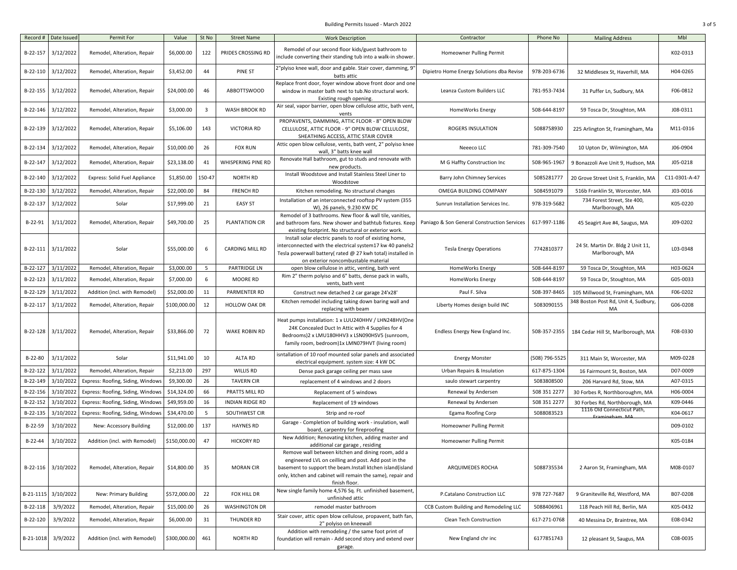# Building Permits Issued - March 2022

| Record # | Date Issued | Permit For | Value | St No | Street Name | Work Description | Contractor | Phone No | Mailing Address | Mbl |
|---|---|---|---|---|---|---|---|---|---|---|
| B-22-157 | 3/12/2022 | Remodel, Alteration, Repair | $6,000.00 | 122 | PRIDES CROSSING RD | Remodel of our second floor kids/guest bathroom to include converting their standing tub into a walk-in shower. | Homeowner Pulling Permit | | | K02-0313 |
| B-22-110 | 3/12/2022 | Remodel, Alteration, Repair | $3,452.00 | 44 | PINE ST | 2"plyiso knee wall, door and gable. Stair cover, damming, 9" batts attic | Dipietro Home Energy Solutions dba Revise | 978-203-6736 | 32 Middlesex St, Haverhill, MA | H04-0265 |
| B-22-155 | 3/12/2022 | Remodel, Alteration, Repair | $24,000.00 | 46 | ABBOTTSWOOD | Replace front door, foyer window above front door and one window in master bath next to tub.No structural work. Existing rough opening. | Leanza Custom Builders LLC | 781-953-7434 | 31 Puffer Ln, Sudbury, MA | F06-0812 |
| B-22-146 | 3/12/2022 | Remodel, Alteration, Repair | $3,000.00 | 3 | WASH BROOK RD | Air seal, vapor barrier, open blow cellulose attic, bath vent, vents | HomeWorks Energy | 508-644-8197 | 59 Tosca Dr, Stoughton, MA | J08-0311 |
| B-22-139 | 3/12/2022 | Remodel, Alteration, Repair | $5,106.00 | 143 | VICTORIA RD | PROPAVENTS, DAMMING, ATTIC FLOOR - 8" OPEN BLOW CELLULOSE, ATTIC FLOOR - 9" OPEN BLOW CELLULOSE, SHEATHING ACCESS, ATTIC STAIR COVER | ROGERS INSULATION | 5088758930 | 225 Arlington St, Framingham, Ma | M11-0316 |
| B-22-134 | 3/12/2022 | Remodel, Alteration, Repair | $10,000.00 | 26 | FOX RUN | Attic open blow cellulose, vents, bath vent, 2" polyiso knee wall, 3" batts knee wall | Neeeco LLC | 781-309-7540 | 10 Upton Dr, Wilmington, MA | J06-0904 |
| B-22-147 | 3/12/2022 | Remodel, Alteration, Repair | $23,138.00 | 41 | WHISPERING PINE RD | Renovate Hall bathroom, gut to studs and renovate with new products. | M G Haffty Construction Inc | 508-965-1967 | 9 Bonazzoli Ave Unit 9, Hudson, MA | J05-0218 |
| B-22-140 | 3/12/2022 | Express: Solid Fuel Appliance | $1,850.00 | 150-47 | NORTH RD | Install Woodstove and Install Stainless Steel Liner to Woodstove | Barry John Chimney Services | 5085281777 | 20 Grove Street Unit 5, Franklin, MA | C11-0301-A-47 |
| B-22-130 | 3/12/2022 | Remodel, Alteration, Repair | $22,000.00 | 84 | FRENCH RD | Kitchen remodeling. No structural changes | OMEGA BUILDING COMPANY | 5084591079 | 516b Franklin St, Worcester, MA | J03-0016 |
| B-22-137 | 3/12/2022 | Solar | $17,999.00 | 21 | EASY ST | Installation of an interconnected rooftop PV system (355 W), 26 panels, 9.230 KW DC | Sunrun Installation Services Inc. | 978-319-5682 | 734 Forest Street, Ste 400, Marlborough, MA | K05-0220 |
| B-22-91 | 3/11/2022 | Remodel, Alteration, Repair | $49,700.00 | 25 | PLANTATION CIR | Remodel of 3 bathrooms. New floor & wall tile, vanities, and bathroom fans. New shower and bathtub fixtures. Keep existing footprint. No structural or exterior work. | Paniago & Son General Construction Services | 617-997-1186 | 45 Seagirt Ave #4, Saugus, MA | J09-0202 |
| B-22-111 | 3/11/2022 | Solar | $55,000.00 | 6 | CARDING MILL RD | Install solar electric panels to roof of existing home, interconnected with the electrical system17 kw 40 panels2 Tesla powerwall battery( rated @ 27 kwh total) installed in on exterior noncombustable material | Tesla Energy Operations | 7742810377 | 24 St. Martin Dr. Bldg 2 Unit 11, Marlborough, MA | L03-0348 |
| B-22-127 | 3/11/2022 | Remodel, Alteration, Repair | $3,000.00 | 5 | PARTRIDGE LN | open blow cellulose in attic, venting, bath vent | HomeWorks Energy | 508-644-8197 | 59 Tosca Dr, Stoughton, MA | H03-0624 |
| B-22-123 | 3/11/2022 | Remodel, Alteration, Repair | $7,000.00 | 6 | MOORE RD | Rim 2" therm polyiso and 6" batts, dense pack in walls, vents, bath vent | HomeWorks Energy | 508-644-8197 | 59 Tosca Dr, Stoughton, MA | G05-0033 |
| B-22-129 | 3/11/2022 | Addition (incl. with Remodel) | $52,000.00 | 11 | PARMENTER RD | Construct new detached 2 car garage 24'x28' | Paul F. Silva | 508-397-8465 | 105 Millwood St, Framingham, MA | F06-0202 |
| B-22-117 | 3/11/2022 | Remodel, Alteration, Repair | $100,000.00 | 12 | HOLLOW OAK DR | Kitchen remodel including taking down baring wall and replacing with beam | Liberty Homes design build INC | 5083090155 | 348 Boston Post Rd, Unit 4, Sudbury, MA | G06-0208 |
| B-22-128 | 3/11/2022 | Remodel, Alteration, Repair | $33,866.00 | 72 | WAKE ROBIN RD | Heat pumps installation: 1 x LUU240HHV / LHN248HV(One 24K Concealed Duct In Attic with 4 Supplies for 4 Bedrooms)2 x LMU180HHV3 x LSN090HSV5 (sunroom, family room, bedroom)1x LMN079HVT (living room) | Endless Energy New England Inc. | 508-357-2355 | 184 Cedar Hill St, Marlborough, MA | F08-0330 |
| B-22-80 | 3/11/2022 | Solar | $11,941.00 | 10 | ALTA RD | isntallation of 10 roof mounted solar panels and associated electrical equipment. system size: 4 kW DC | Energy Monster | (508) 796-5525 | 311 Main St, Worcester, MA | M09-0228 |
| B-22-122 | 3/11/2022 | Remodel, Alteration, Repair | $2,213.00 | 297 | WILLIS RD | Dense pack garage ceiling per mass save | Urban Repairs & Insulation | 617-875-1304 | 16 Fairmount St, Boston, MA | D07-0009 |
| B-22-149 | 3/10/2022 | Express: Roofing, Siding, Windows | $9,300.00 | 26 | TAVERN CIR | replacement of 4 windows and 2 doors | saulo stewart carpentry | 5083808500 | 206 Harvard Rd, Stow, MA | A07-0315 |
| B-22-156 | 3/10/2022 | Express: Roofing, Siding, Windows | $14,324.00 | 66 | PRATTS MILL RD | Replacement of 5 windows | Renewal by Andersen | 508 351 2277 | 30 Forbes R, Northboroughm, MA | H06-0004 |
| B-22-152 | 3/10/2022 | Express: Roofing, Siding, Windows | $49,959.00 | 16 | INDIAN RIDGE RD | Replacement of 19 windows | Renewal by Andersen | 508 351 2277 | 30 Forbes Rd, Northborough, MA | K09-0446 |
| B-22-135 | 3/10/2022 | Express: Roofing, Siding, Windows | $34,470.00 | 5 | SOUTHWEST CIR | Strip and re-roof | Egama Roofing Corp | 5088083523 | 1116 Old Connecticut Path, Framingham, MA | K04-0617 |
| B-22-59 | 3/10/2022 | New: Accessory Building | $12,000.00 | 137 | HAYNES RD | Garage - Completion of building work - insulation, wall board, carpentry for fireproofing | Homeowner Pulling Permit | | | D09-0102 |
| B-22-44 | 3/10/2022 | Addition (incl. with Remodel) | $150,000.00 | 47 | HICKORY RD | New Addition; Renovating kitchen, adding master and additional car garage , residing | Homeowner Pulling Permit | | | K05-0184 |
| B-22-116 | 3/10/2022 | Remodel, Alteration, Repair | $14,800.00 | 35 | MORAN CIR | Remove wall between kitchen and dining room, add a engineered LVL on ceilling and post. Add post in the basement to support the beam.Install ktchen island(island only, ktchen and cabinet will remain the same), repair and finish floor. | ARQUIMEDES ROCHA | 5088735534 | 2 Aaron St, Framingham, MA | M08-0107 |
| B-21-1115 | 3/10/2022 | New: Primary Building | $572,000.00 | 22 | FOX HILL DR | New single family home 4,576 Sq. Ft. unfinished basement, unfinished attic | P.Catalano Construction LLC | 978 727-7687 | 9 Graniteville Rd, Westford, MA | B07-0208 |
| B-22-118 | 3/9/2022 | Remodel, Alteration, Repair | $15,000.00 | 26 | WASHINGTON DR | remodel master bathroom | CCB Custom Building and Remodeling LLC | 5088406961 | 118 Peach Hill Rd, Berlin, MA | K05-0432 |
| B-22-120 | 3/9/2022 | Remodel, Alteration, Repair | $6,000.00 | 31 | THUNDER RD | Stair cover, attic open blow cellulose, propavent, bath fan, 2" polyiso on kneewall | Clean Tech Construction | 617-271-0768 | 40 Messina Dr, Braintree, MA | E08-0342 |
| B-21-1018 | 3/9/2022 | Addition (incl. with Remodel) | $300,000.00 | 461 | NORTH RD | Addition with remodeling / the same foot print of foundation will remain - Add second story and extend over garage. | New England chr inc | 6177851743 | 12 pleasant St, Saugus, MA | C08-0035 |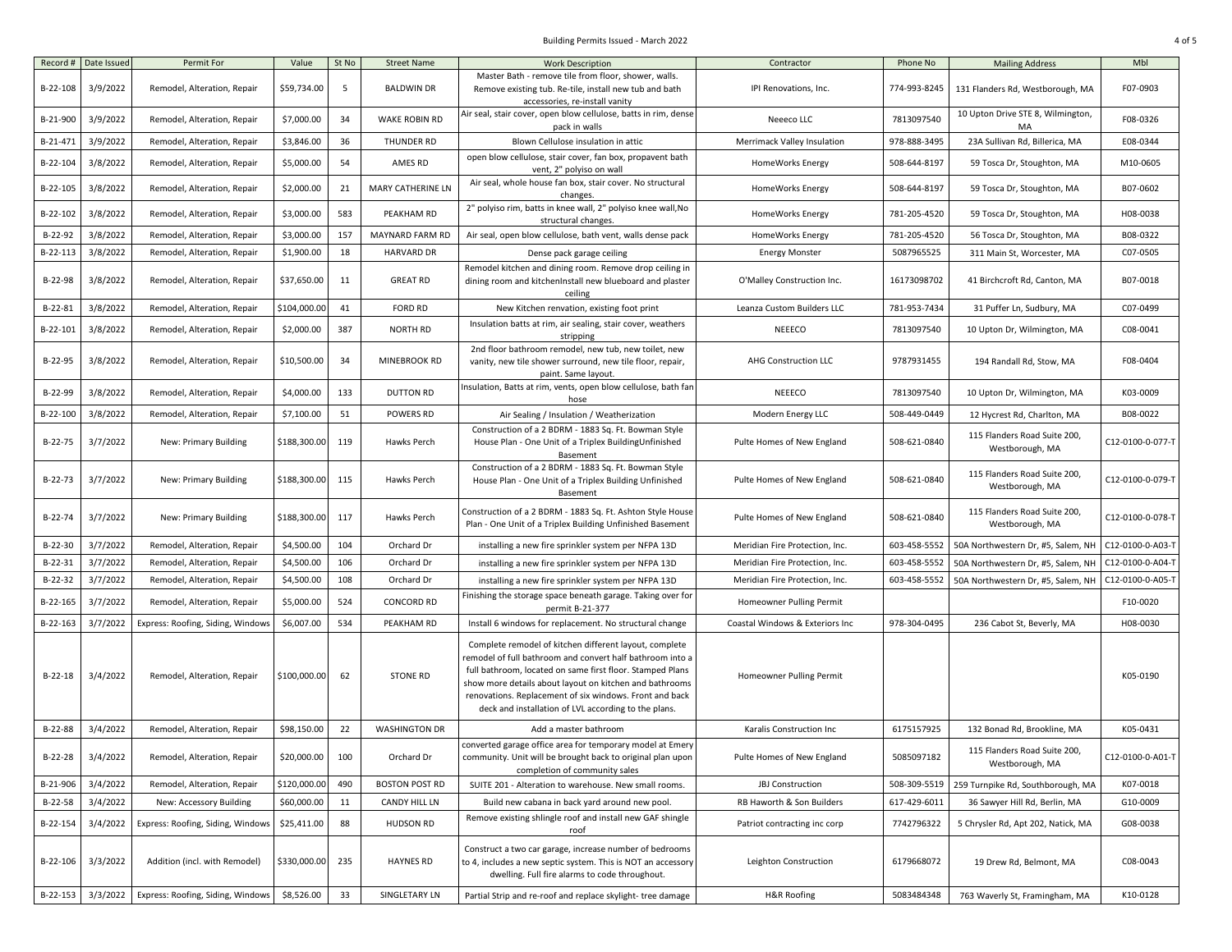Building Permits Issued - March 2022

| Record # | Date Issued | Permit For | Value | St No | Street Name | Work Description | Contractor | Phone No | Mailing Address | Mbl |
|---|---|---|---|---|---|---|---|---|---|---|
| B-22-108 | 3/9/2022 | Remodel, Alteration, Repair | $59,734.00 | 5 | BALDWIN DR | Master Bath - remove tile from floor, shower, walls. Remove existing tub. Re-tile, install new tub and bath vent, 2" polyiso on wall accessories, re-install vanity | IPI Renovations, Inc. | 774-993-8245 | 131 Flanders Rd, Westborough, MA | F07-0903 |
| B-21-900 | 3/9/2022 | Remodel, Alteration, Repair | $7,000.00 | 34 | WAKE ROBIN RD | Air seal, stair cover, open blow cellulose, batts in rim, dense pack in walls | Neeeco LLC | 7813097540 | 10 Upton Drive STE 8, Wilmington, MA | F08-0326 |
| B-21-471 | 3/9/2022 | Remodel, Alteration, Repair | $3,846.00 | 36 | THUNDER RD | Blown Cellulose insulation in attic | Merrimack Valley Insulation | 978-888-3495 | 23A Sullivan Rd, Billerica, MA | E08-0344 |
| B-22-104 | 3/8/2022 | Remodel, Alteration, Repair | $5,000.00 | 54 | AMES RD | open blow cellulose, stair cover, fan box, propavent bath vent, 2" polyiso on wall | HomeWorks Energy | 508-644-8197 | 59 Tosca Dr, Stoughton, MA | M10-0605 |
| B-22-105 | 3/8/2022 | Remodel, Alteration, Repair | $2,000.00 | 21 | MARY CATHERINE LN | Air seal, whole house fan box, stair cover. No structural changes. | HomeWorks Energy | 508-644-8197 | 59 Tosca Dr, Stoughton, MA | B07-0602 |
| B-22-102 | 3/8/2022 | Remodel, Alteration, Repair | $3,000.00 | 583 | PEAKHAM RD | 2" polyiso rim, batts in knee wall, 2" polyiso knee wall,No structural changes. | HomeWorks Energy | 781-205-4520 | 59 Tosca Dr, Stoughton, MA | H08-0038 |
| B-22-92 | 3/8/2022 | Remodel, Alteration, Repair | $3,000.00 | 157 | MAYNARD FARM RD | Air seal, open blow cellulose, bath vent, walls dense pack | HomeWorks Energy | 781-205-4520 | 56 Tosca Dr, Stoughton, MA | B08-0322 |
| B-22-113 | 3/8/2022 | Remodel, Alteration, Repair | $1,900.00 | 18 | HARVARD DR | Dense pack garage ceiling | Energy Monster | 5087965525 | 311 Main St, Worcester, MA | C07-0505 |
| B-22-98 | 3/8/2022 | Remodel, Alteration, Repair | $37,650.00 | 11 | GREAT RD | Remodel kitchen and dining room. Remove drop ceiling in dining room and kitchenInstall new blueboard and plaster ceiling | O'Malley Construction Inc. | 16173098702 | 41 Birchcroft Rd, Canton, MA | B07-0018 |
| B-22-81 | 3/8/2022 | Remodel, Alteration, Repair | $104,000.00 | 41 | FORD RD | New Kitchen renvation, existing foot print | Leanza Custom Builders LLC | 781-953-7434 | 31 Puffer Ln, Sudbury, MA | C07-0499 |
| B-22-101 | 3/8/2022 | Remodel, Alteration, Repair | $2,000.00 | 387 | NORTH RD | Insulation batts at rim, air sealing, stair cover, weathers stripping | NEEECO | 7813097540 | 10 Upton Dr, Wilmington, MA | C08-0041 |
| B-22-95 | 3/8/2022 | Remodel, Alteration, Repair | $10,500.00 | 34 | MINEBROOK RD | 2nd floor bathroom remodel, new tub, new toilet, new vanity, new tile shower surround, new tile floor, repair, paint. Same layout. | AHG Construction LLC | 9787931455 | 194 Randall Rd, Stow, MA | F08-0404 |
| B-22-99 | 3/8/2022 | Remodel, Alteration, Repair | $4,000.00 | 133 | DUTTON RD | Insulation, Batts at rim, vents, open blow cellulose, bath fan hose | NEEECO | 7813097540 | 10 Upton Dr, Wilmington, MA | K03-0009 |
| B-22-100 | 3/8/2022 | Remodel, Alteration, Repair | $7,100.00 | 51 | POWERS RD | Air Sealing / Insulation / Weatherization | Modern Energy LLC | 508-449-0449 | 12 Hycrest Rd, Charlton, MA | B08-0022 |
| B-22-75 | 3/7/2022 | New: Primary Building | $188,300.00 | 119 | Hawks Perch | Construction of a 2 BDRM - 1883 Sq. Ft. Bowman Style House Plan - One Unit of a Triplex BuildingUnfinished Basement | Pulte Homes of New England | 508-621-0840 | 115 Flanders Road Suite 200, Westborough, MA | C12-0100-0-077-T |
| B-22-73 | 3/7/2022 | New: Primary Building | $188,300.00 | 115 | Hawks Perch | Construction of a 2 BDRM - 1883 Sq. Ft. Bowman Style House Plan - One Unit of a Triplex Building Unfinished Basement | Pulte Homes of New England | 508-621-0840 | 115 Flanders Road Suite 200, Westborough, MA | C12-0100-0-079-T |
| B-22-74 | 3/7/2022 | New: Primary Building | $188,300.00 | 117 | Hawks Perch | Construction of a 2 BDRM - 1883 Sq. Ft. Ashton Style House Plan - One Unit of a Triplex Building Unfinished Basement | Pulte Homes of New England | 508-621-0840 | 115 Flanders Road Suite 200, Westborough, MA | C12-0100-0-078-T |
| B-22-30 | 3/7/2022 | Remodel, Alteration, Repair | $4,500.00 | 104 | Orchard Dr | installing a new fire sprinkler system per NFPA 13D | Meridian Fire Protection, Inc. | 603-458-5552 | 50A Northwestern Dr, #5, Salem, NH | C12-0100-0-A03-T |
| B-22-31 | 3/7/2022 | Remodel, Alteration, Repair | $4,500.00 | 106 | Orchard Dr | installing a new fire sprinkler system per NFPA 13D | Meridian Fire Protection, Inc. | 603-458-5552 | 50A Northwestern Dr, #5, Salem, NH | C12-0100-0-A04-T |
| B-22-32 | 3/7/2022 | Remodel, Alteration, Repair | $4,500.00 | 108 | Orchard Dr | installing a new fire sprinkler system per NFPA 13D | Meridian Fire Protection, Inc. | 603-458-5552 | 50A Northwestern Dr, #5, Salem, NH | C12-0100-0-A05-T |
| B-22-165 | 3/7/2022 | Remodel, Alteration, Repair | $5,000.00 | 524 | CONCORD RD | Finishing the storage space beneath garage. Taking over for permit B-21-377 | Homeowner Pulling Permit | | | F10-0020 |
| B-22-163 | 3/7/2022 | Express: Roofing, Siding, Windows | $6,007.00 | 534 | PEAKHAM RD | Install 6 windows for replacement. No structural change | Coastal Windows & Exteriors Inc | 978-304-0495 | 236 Cabot St, Beverly, MA | H08-0030 |
| B-22-18 | 3/4/2022 | Remodel, Alteration, Repair | $100,000.00 | 62 | STONE RD | Complete remodel of kitchen different layout, complete remodel of full bathroom and convert half bathroom into a full bathroom, located on same first floor. Stamped Plans show more details about layout on kitchen and bathrooms renovations. Replacement of six windows. Front and back deck and installation of LVL according to the plans. | Homeowner Pulling Permit | | | K05-0190 |
| B-22-88 | 3/4/2022 | Remodel, Alteration, Repair | $98,150.00 | 22 | WASHINGTON DR | Add a master bathroom | Karalis Construction Inc | 6175157925 | 132 Bonad Rd, Brookline, MA | K05-0431 |
| B-22-28 | 3/4/2022 | Remodel, Alteration, Repair | $20,000.00 | 100 | Orchard Dr | converted garage office area for temporary model at Emery community. Unit will be brought back to original plan upon completion of community sales | Pulte Homes of New England | 5085097182 | 115 Flanders Road Suite 200, Westborough, MA | C12-0100-0-A01-T |
| B-21-906 | 3/4/2022 | Remodel, Alteration, Repair | $120,000.00 | 490 | BOSTON POST RD | SUITE 201 - Alteration to warehouse. New small rooms. | JBJ Construction | 508-309-5519 | 259 Turnpike Rd, Southborough, MA | K07-0018 |
| B-22-58 | 3/4/2022 | New: Accessory Building | $60,000.00 | 11 | CANDY HILL LN | Build new cabana in back yard around new pool. | RB Haworth & Son Builders | 617-429-6011 | 36 Sawyer Hill Rd, Berlin, MA | G10-0009 |
| B-22-154 | 3/4/2022 | Express: Roofing, Siding, Windows | $25,411.00 | 88 | HUDSON RD | Remove existing shlingle roof and install new GAF shingle roof | Patriot contracting inc corp | 7742796322 | 5 Chrysler Rd, Apt 202, Natick, MA | G08-0038 |
| B-22-106 | 3/3/2022 | Addition (incl. with Remodel) | $330,000.00 | 235 | HAYNES RD | Construct a two car garage, increase number of bedrooms to 4, includes a new septic system. This is NOT an accessory dwelling. Full fire alarms to code throughout. | Leighton Construction | 6179668072 | 19 Drew Rd, Belmont, MA | C08-0043 |
| B-22-153 | 3/3/2022 | Express: Roofing, Siding, Windows | $8,526.00 | 33 | SINGLETARY LN | Partial Strip and re-roof and replace skylight- tree damage | H&R Roofing | 5083484348 | 763 Waverly St, Framingham, MA | K10-0128 |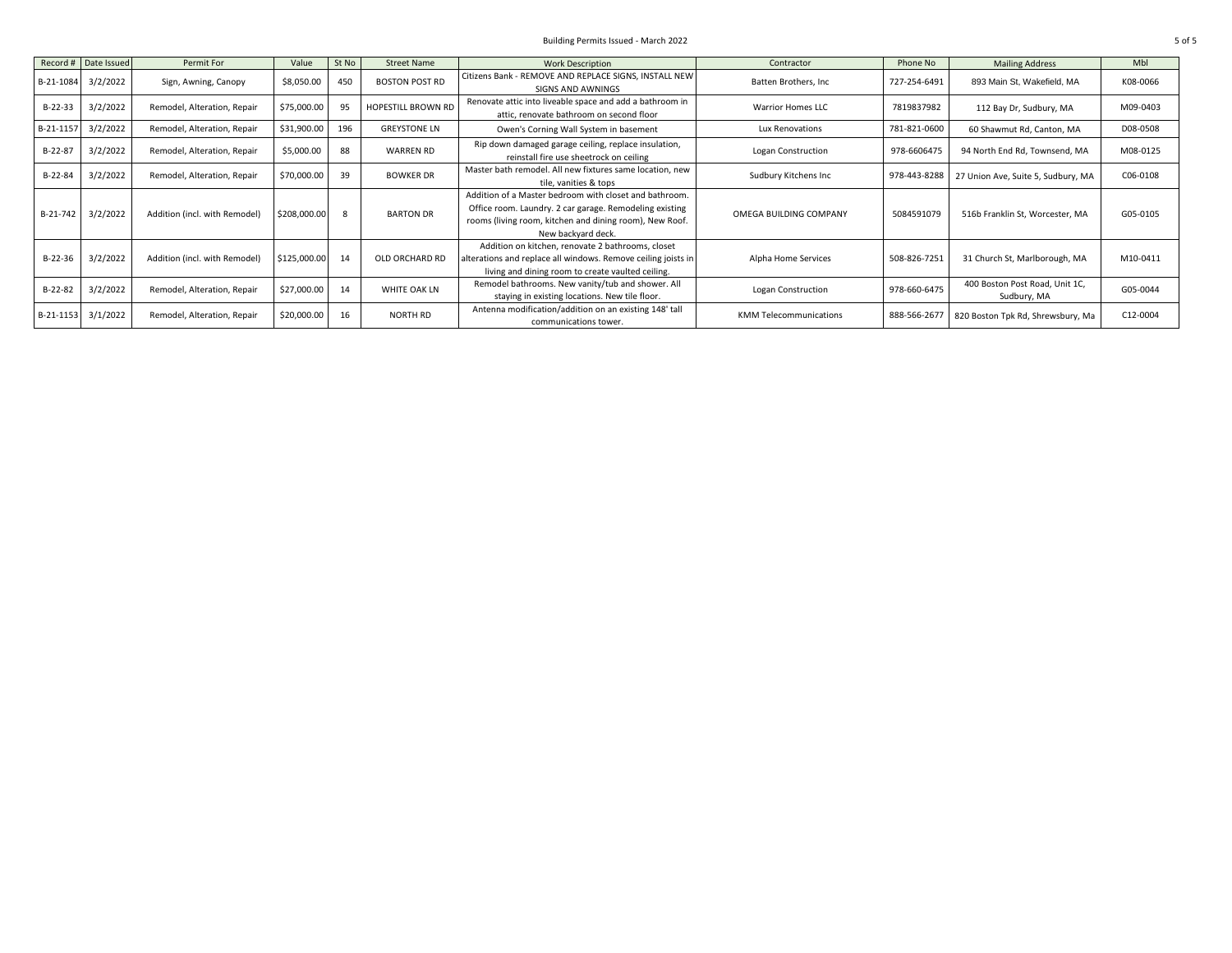| Record # | Date Issued | Permit For | Value | St No | Street Name | Work Description | Contractor | Phone No | Mailing Address | Mbl |
|---|---|---|---|---|---|---|---|---|---|---|
| B-21-1084 | 3/2/2022 | Sign, Awning, Canopy | $8,050.00 | 450 | BOSTON POST RD | Citizens Bank - REMOVE AND REPLACE SIGNS, INSTALL NEW SIGNS AND AWNINGS | Batten Brothers, Inc | 727-254-6491 | 893 Main St, Wakefield, MA | K08-0066 |
| B-22-33 | 3/2/2022 | Remodel, Alteration, Repair | $75,000.00 | 95 | HOPESTILL BROWN RD | Renovate attic into liveable space and add a bathroom in attic, renovate bathroom on second floor | Warrior Homes LLC | 7819837982 | 112 Bay Dr, Sudbury, MA | M09-0403 |
| B-21-1157 | 3/2/2022 | Remodel, Alteration, Repair | $31,900.00 | 196 | GREYSTONE LN | Owen's Corning Wall System in basement | Lux Renovations | 781-821-0600 | 60 Shawmut Rd, Canton, MA | D08-0508 |
| B-22-87 | 3/2/2022 | Remodel, Alteration, Repair | $5,000.00 | 88 | WARREN RD | Rip down damaged garage ceiling, replace insulation, reinstall fire use sheetrock on ceiling | Logan Construction | 978-6606475 | 94 North End Rd, Townsend, MA | M08-0125 |
| B-22-84 | 3/2/2022 | Remodel, Alteration, Repair | $70,000.00 | 39 | BOWKER DR | Master bath remodel. All new fixtures same location, new tile, vanities & tops | Sudbury Kitchens Inc | 978-443-8288 | 27 Union Ave, Suite 5, Sudbury, MA | C06-0108 |
| B-21-742 | 3/2/2022 | Addition (incl. with Remodel) | $208,000.00 | 8 | BARTON DR | Addition of a Master bedroom with closet and bathroom. Office room. Laundry. 2 car garage. Remodeling existing rooms (living room, kitchen and dining room), New Roof. New backyard deck. | OMEGA BUILDING COMPANY | 5084591079 | 516b Franklin St, Worcester, MA | G05-0105 |
| B-22-36 | 3/2/2022 | Addition (incl. with Remodel) | $125,000.00 | 14 | OLD ORCHARD RD | Addition on kitchen, renovate 2 bathrooms, closet alterations and replace all windows. Remove ceiling joists in living and dining room to create vaulted ceiling. | Alpha Home Services | 508-826-7251 | 31 Church St, Marlborough, MA | M10-0411 |
| B-22-82 | 3/2/2022 | Remodel, Alteration, Repair | $27,000.00 | 14 | WHITE OAK LN | Remodel bathrooms. New vanity/tub and shower. All staying in existing locations. New tile floor. | Logan Construction | 978-660-6475 | 400 Boston Post Road, Unit 1C, Sudbury, MA | G05-0044 |
| B-21-1153 | 3/1/2022 | Remodel, Alteration, Repair | $20,000.00 | 16 | NORTH RD | Antenna modification/addition on an existing 148' tall communications tower. | KMM Telecommunications | 888-566-2677 | 820 Boston Tpk Rd, Shrewsbury, Ma | C12-0004 |